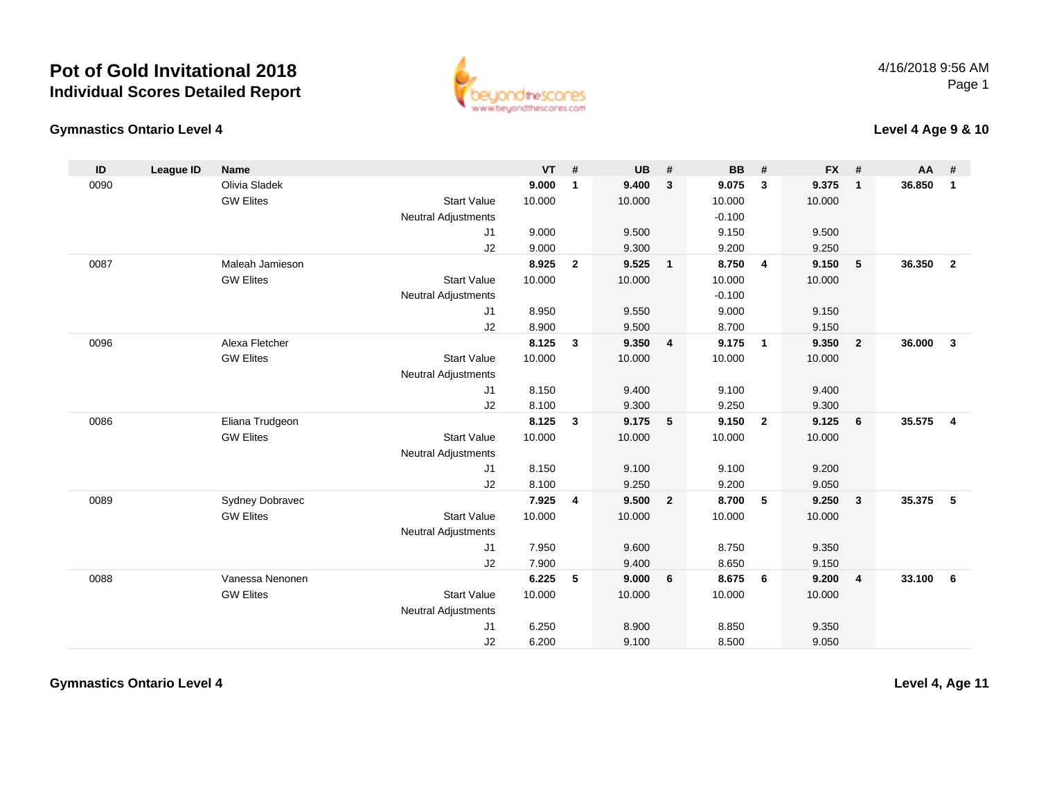# Pot of Gold Invitational 2018

## Individual Scores Detailed Report

### Gymnastics Ontario Level 4

### Level 4 Age 9 & 10

| ID | League ID | Name | | VT | # | UB | # | BB | # | FX | # | AA | # |
|---|---|---|---|---|---|---|---|---|---|---|---|---|---|
| 0090 | | Olivia Sladek | | **9.000** | **1** | **9.400** | **3** | **9.075** | **3** | **9.375** | **1** | **36.850** | **1** |
| | | GW Elites | Start Value | 10.000 | | 10.000 | | 10.000 | | 10.000 | | | |
| | | | Neutral Adjustments | | | | | -0.100 | | | | | |
| | | | J1 | 9.000 | | 9.500 | | 9.150 | | 9.500 | | | |
| | | | J2 | 9.000 | | 9.300 | | 9.200 | | 9.250 | | | |
| 0087 | | Maleah Jamieson | | **8.925** | **2** | **9.525** | **1** | **8.750** | **4** | **9.150** | **5** | **36.350** | **2** |
| | | GW Elites | Start Value | 10.000 | | 10.000 | | 10.000 | | 10.000 | | | |
| | | | Neutral Adjustments | | | | | -0.100 | | | | | |
| | | | J1 | 8.950 | | 9.550 | | 9.000 | | 9.150 | | | |
| | | | J2 | 8.900 | | 9.500 | | 8.700 | | 9.150 | | | |
| 0096 | | Alexa Fletcher | | **8.125** | **3** | **9.350** | **4** | **9.175** | **1** | **9.350** | **2** | **36.000** | **3** |
| | | GW Elites | Start Value | 10.000 | | 10.000 | | 10.000 | | 10.000 | | | |
| | | | Neutral Adjustments | | | | | | | | | | |
| | | | J1 | 8.150 | | 9.400 | | 9.100 | | 9.400 | | | |
| | | | J2 | 8.100 | | 9.300 | | 9.250 | | 9.300 | | | |
| 0086 | | Eliana Trudgeon | | **8.125** | **3** | **9.175** | **5** | **9.150** | **2** | **9.125** | **6** | **35.575** | **4** |
| | | GW Elites | Start Value | 10.000 | | 10.000 | | 10.000 | | 10.000 | | | |
| | | | Neutral Adjustments | | | | | | | | | | |
| | | | J1 | 8.150 | | 9.100 | | 9.100 | | 9.200 | | | |
| | | | J2 | 8.100 | | 9.250 | | 9.200 | | 9.050 | | | |
| 0089 | | Sydney Dobravec | | **7.925** | **4** | **9.500** | **2** | **8.700** | **5** | **9.250** | **3** | **35.375** | **5** |
| | | GW Elites | Start Value | 10.000 | | 10.000 | | 10.000 | | 10.000 | | | |
| | | | Neutral Adjustments | | | | | | | | | | |
| | | | J1 | 7.950 | | 9.600 | | 8.750 | | 9.350 | | | |
| | | | J2 | 7.900 | | 9.400 | | 8.650 | | 9.150 | | | |
| 0088 | | Vanessa Nenonen | | **6.225** | **5** | **9.000** | **6** | **8.675** | **6** | **9.200** | **4** | **33.100** | **6** |
| | | GW Elites | Start Value | 10.000 | | 10.000 | | 10.000 | | 10.000 | | | |
| | | | Neutral Adjustments | | | | | | | | | | |
| | | | J1 | 6.250 | | 8.900 | | 8.850 | | 9.350 | | | |
| | | | J2 | 6.200 | | 9.100 | | 8.500 | | 9.050 | | | |

### Gymnastics Ontario Level 4

### Level 4, Age 11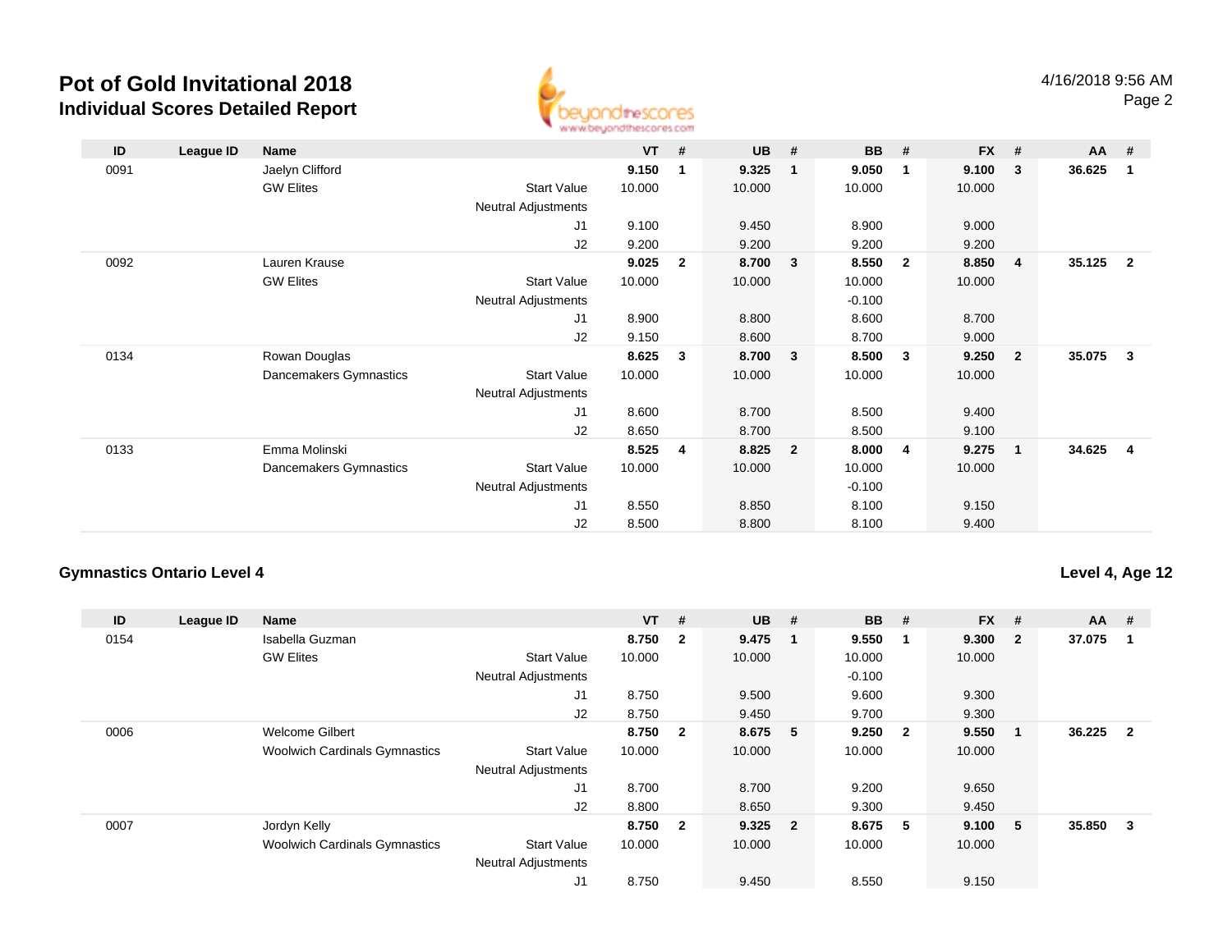# Pot of Gold Invitational 2018

## Individual Scores Detailed Report

| ID | League ID | Name | | VT | # | UB | # | BB | # | FX | # | AA | # |
|---|---|---|---|---|---|---|---|---|---|---|---|---|---|
| 0091 | | Jaelyn Clifford | | **9.150** | **1** | **9.325** | **1** | **9.050** | **1** | **9.100** | **3** | **36.625** | **1** |
| | | GW Elites | Start Value | 10.000 | | 10.000 | | 10.000 | | 10.000 | | | |
| | | | Neutral Adjustments | | | | | | | | | | |
| | | | J1 | 9.100 | | 9.450 | | 8.900 | | 9.000 | | | |
| | | | J2 | 9.200 | | 9.200 | | 9.200 | | 9.200 | | | |
| 0092 | | Lauren Krause | | **9.025** | **2** | **8.700** | **3** | **8.550** | **2** | **8.850** | **4** | **35.125** | **2** |
| | | GW Elites | Start Value | 10.000 | | 10.000 | | 10.000 | | 10.000 | | | |
| | | | Neutral Adjustments | | | | | -0.100 | | | | | |
| | | | J1 | 8.900 | | 8.800 | | 8.600 | | 8.700 | | | |
| | | | J2 | 9.150 | | 8.600 | | 8.700 | | 9.000 | | | |
| 0134 | | Rowan Douglas | | **8.625** | **3** | **8.700** | **3** | **8.500** | **3** | **9.250** | **2** | **35.075** | **3** |
| | | Dancemakers Gymnastics | Start Value | 10.000 | | 10.000 | | 10.000 | | 10.000 | | | |
| | | | Neutral Adjustments | | | | | | | | | | |
| | | | J1 | 8.600 | | 8.700 | | 8.500 | | 9.400 | | | |
| | | | J2 | 8.650 | | 8.700 | | 8.500 | | 9.100 | | | |
| 0133 | | Emma Molinski | | **8.525** | **4** | **8.825** | **2** | **8.000** | **4** | **9.275** | **1** | **34.625** | **4** |
| | | Dancemakers Gymnastics | Start Value | 10.000 | | 10.000 | | 10.000 | | 10.000 | | | |
| | | | Neutral Adjustments | | | | | -0.100 | | | | | |
| | | | J1 | 8.550 | | 8.850 | | 8.100 | | 9.150 | | | |
| | | | J2 | 8.500 | | 8.800 | | 8.100 | | 9.400 | | | |

### Gymnastics Ontario Level 4

**Level 4, Age 12**

| ID | League ID | Name | | VT | # | UB | # | BB | # | FX | # | AA | # |
|---|---|---|---|---|---|---|---|---|---|---|---|---|---|
| 0154 | | Isabella Guzman | | **8.750** | **2** | **9.475** | **1** | **9.550** | **1** | **9.300** | **2** | **37.075** | **1** |
| | | GW Elites | Start Value | 10.000 | | 10.000 | | 10.000 | | 10.000 | | | |
| | | | Neutral Adjustments | | | | | -0.100 | | | | | |
| | | | J1 | 8.750 | | 9.500 | | 9.600 | | 9.300 | | | |
| | | | J2 | 8.750 | | 9.450 | | 9.700 | | 9.300 | | | |
| 0006 | | Welcome Gilbert | | **8.750** | **2** | **8.675** | **5** | **9.250** | **2** | **9.550** | **1** | **36.225** | **2** |
| | | Woolwich Cardinals Gymnastics | Start Value | 10.000 | | 10.000 | | 10.000 | | 10.000 | | | |
| | | | Neutral Adjustments | | | | | | | | | | |
| | | | J1 | 8.700 | | 8.700 | | 9.200 | | 9.650 | | | |
| | | | J2 | 8.800 | | 8.650 | | 9.300 | | 9.450 | | | |
| 0007 | | Jordyn Kelly | | **8.750** | **2** | **9.325** | **2** | **8.675** | **5** | **9.100** | **5** | **35.850** | **3** |
| | | Woolwich Cardinals Gymnastics | Start Value | 10.000 | | 10.000 | | 10.000 | | 10.000 | | | |
| | | | Neutral Adjustments | | | | | | | | | | |
| | | | J1 | 8.750 | | 9.450 | | 8.550 | | 9.150 | | | |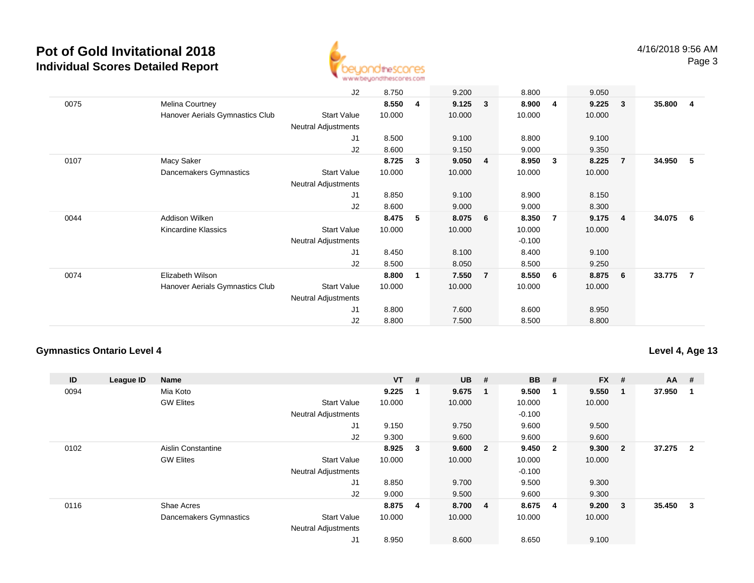| ID | League ID | Name | | VT | # | UB | # | BB | # | FX | # | AA | # |
|---|---|---|---|---|---|---|---|---|---|---|---|---|---|
| | | | J2 | 8.750 | | 9.200 | | 8.800 | | 9.050 | | | |
| 0075 | | Melina Courtney | | **8.550** | **4** | **9.125** | **3** | **8.900** | **4** | **9.225** | **3** | **35.800** | **4** |
| | | Hanover Aerials Gymnastics Club | Start Value | 10.000 | | 10.000 | | 10.000 | | 10.000 | | | |
| | | | Neutral Adjustments | | | | | | | | | | |
| | | | J1 | 8.500 | | 9.100 | | 8.800 | | 9.100 | | | |
| | | | J2 | 8.600 | | 9.150 | | 9.000 | | 9.350 | | | |
| 0107 | | Macy Saker | | **8.725** | **3** | **9.050** | **4** | **8.950** | **3** | **8.225** | **7** | **34.950** | **5** |
| | | Dancemakers Gymnastics | Start Value | 10.000 | | 10.000 | | 10.000 | | 10.000 | | | |
| | | | Neutral Adjustments | | | | | | | | | | |
| | | | J1 | 8.850 | | 9.100 | | 8.900 | | 8.150 | | | |
| | | | J2 | 8.600 | | 9.000 | | 9.000 | | 8.300 | | | |
| 0044 | | Addison Wilken | | **8.475** | **5** | **8.075** | **6** | **8.350** | **7** | **9.175** | **4** | **34.075** | **6** |
| | | Kincardine Klassics | Start Value | 10.000 | | 10.000 | | 10.000 | | 10.000 | | | |
| | | | Neutral Adjustments | | | | | -0.100 | | | | | |
| | | | J1 | 8.450 | | 8.100 | | 8.400 | | 9.100 | | | |
| | | | J2 | 8.500 | | 8.050 | | 8.500 | | 9.250 | | | |
| 0074 | | Elizabeth Wilson | | **8.800** | **1** | **7.550** | **7** | **8.550** | **6** | **8.875** | **6** | **33.775** | **7** |
| | | Hanover Aerials Gymnastics Club | Start Value | 10.000 | | 10.000 | | 10.000 | | 10.000 | | | |
| | | | Neutral Adjustments | | | | | | | | | | |
| | | | J1 | 8.800 | | 7.600 | | 8.600 | | 8.950 | | | |
| | | | J2 | 8.800 | | 7.500 | | 8.500 | | 8.800 | | | |

### Gymnastics Ontario Level 4

**Level 4, Age 13**

| ID | League ID | Name | | VT | # | UB | # | BB | # | FX | # | AA | # |
|---|---|---|---|---|---|---|---|---|---|---|---|---|---|
| 0094 | | Mia Koto | | **9.225** | **1** | **9.675** | **1** | **9.500** | **1** | **9.550** | **1** | **37.950** | **1** |
| | | GW Elites | Start Value | 10.000 | | 10.000 | | 10.000 | | 10.000 | | | |
| | | | Neutral Adjustments | | | | | -0.100 | | | | | |
| | | | J1 | 9.150 | | 9.750 | | 9.600 | | 9.500 | | | |
| | | | J2 | 9.300 | | 9.600 | | 9.600 | | 9.600 | | | |
| 0102 | | Aislin Constantine | | **8.925** | **3** | **9.600** | **2** | **9.450** | **2** | **9.300** | **2** | **37.275** | **2** |
| | | GW Elites | Start Value | 10.000 | | 10.000 | | 10.000 | | 10.000 | | | |
| | | | Neutral Adjustments | | | | | -0.100 | | | | | |
| | | | J1 | 8.850 | | 9.700 | | 9.500 | | 9.300 | | | |
| | | | J2 | 9.000 | | 9.500 | | 9.600 | | 9.300 | | | |
| 0116 | | Shae Acres | | **8.875** | **4** | **8.700** | **4** | **8.675** | **4** | **9.200** | **3** | **35.450** | **3** |
| | | Dancemakers Gymnastics | Start Value | 10.000 | | 10.000 | | 10.000 | | 10.000 | | | |
| | | | Neutral Adjustments | | | | | | | | | | |
| | | | J1 | 8.950 | | 8.600 | | 8.650 | | 9.100 | | | |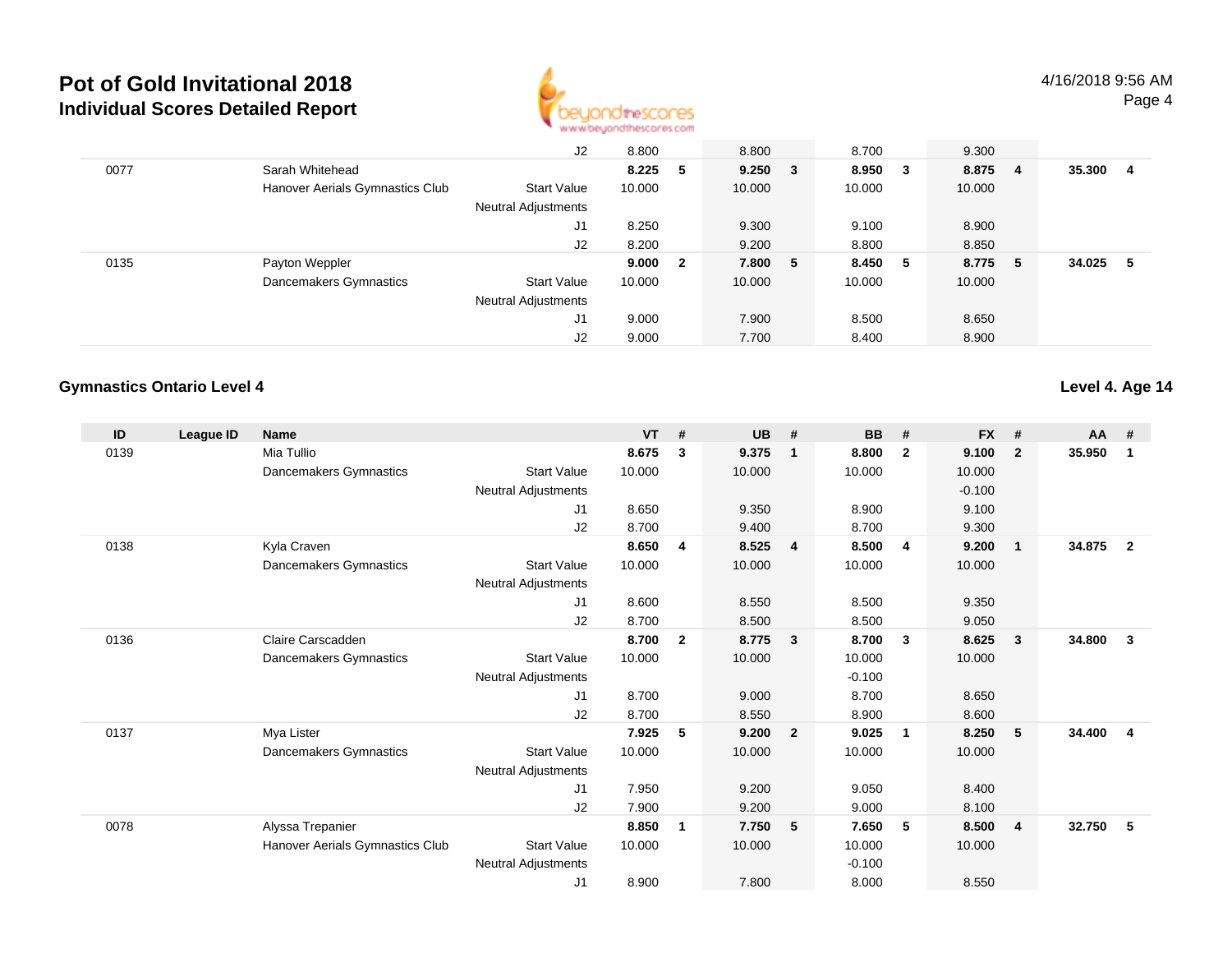# Pot of Gold Invitational 2018

## Individual Scores Detailed Report

| ID | League ID | Name | | VT | # | UB | # | BB | # | FX | # | AA | # |
|---|---|---|---|---|---|---|---|---|---|---|---|---|---|
| | | | J2 | 8.800 | | 8.800 | | 8.700 | | 9.300 | | | |
| 0077 | | Sarah Whitehead | | **8.225** | **5** | **9.250** | **3** | **8.950** | **3** | **8.875** | **4** | **35.300** | **4** |
| | | Hanover Aerials Gymnastics Club | Start Value | 10.000 | | 10.000 | | 10.000 | | 10.000 | | | |
| | | | Neutral Adjustments | | | | | | | | | | |
| | | | J1 | 8.250 | | 9.300 | | 9.100 | | 8.900 | | | |
| | | | J2 | 8.200 | | 9.200 | | 8.800 | | 8.850 | | | |
| 0135 | | Payton Weppler | | **9.000** | **2** | **7.800** | **5** | **8.450** | **5** | **8.775** | **5** | **34.025** | **5** |
| | | Dancemakers Gymnastics | Start Value | 10.000 | | 10.000 | | 10.000 | | 10.000 | | | |
| | | | Neutral Adjustments | | | | | | | | | | |
| | | | J1 | 9.000 | | 7.900 | | 8.500 | | 8.650 | | | |
| | | | J2 | 9.000 | | 7.700 | | 8.400 | | 8.900 | | | |

### Gymnastics Ontario Level 4

**Level 4. Age 14**

| ID | League ID | Name | | VT | # | UB | # | BB | # | FX | # | AA | # |
|---|---|---|---|---|---|---|---|---|---|---|---|---|---|
| 0139 | | Mia Tullio | | **8.675** | **3** | **9.375** | **1** | **8.800** | **2** | **9.100** | **2** | **35.950** | **1** |
| | | Dancemakers Gymnastics | Start Value | 10.000 | | 10.000 | | 10.000 | | 10.000 | | | |
| | | | Neutral Adjustments | | | | | | | -0.100 | | | |
| | | | J1 | 8.650 | | 9.350 | | 8.900 | | 9.100 | | | |
| | | | J2 | 8.700 | | 9.400 | | 8.700 | | 9.300 | | | |
| 0138 | | Kyla Craven | | **8.650** | **4** | **8.525** | **4** | **8.500** | **4** | **9.200** | **1** | **34.875** | **2** |
| | | Dancemakers Gymnastics | Start Value | 10.000 | | 10.000 | | 10.000 | | 10.000 | | | |
| | | | Neutral Adjustments | | | | | | | | | | |
| | | | J1 | 8.600 | | 8.550 | | 8.500 | | 9.350 | | | |
| | | | J2 | 8.700 | | 8.500 | | 8.500 | | 9.050 | | | |
| 0136 | | Claire Carscadden | | **8.700** | **2** | **8.775** | **3** | **8.700** | **3** | **8.625** | **3** | **34.800** | **3** |
| | | Dancemakers Gymnastics | Start Value | 10.000 | | 10.000 | | 10.000 | | 10.000 | | | |
| | | | Neutral Adjustments | | | | | -0.100 | | | | | |
| | | | J1 | 8.700 | | 9.000 | | 8.700 | | 8.650 | | | |
| | | | J2 | 8.700 | | 8.550 | | 8.900 | | 8.600 | | | |
| 0137 | | Mya Lister | | **7.925** | **5** | **9.200** | **2** | **9.025** | **1** | **8.250** | **5** | **34.400** | **4** |
| | | Dancemakers Gymnastics | Start Value | 10.000 | | 10.000 | | 10.000 | | 10.000 | | | |
| | | | Neutral Adjustments | | | | | | | | | | |
| | | | J1 | 7.950 | | 9.200 | | 9.050 | | 8.400 | | | |
| | | | J2 | 7.900 | | 9.200 | | 9.000 | | 8.100 | | | |
| 0078 | | Alyssa Trepanier | | **8.850** | **1** | **7.750** | **5** | **7.650** | **5** | **8.500** | **4** | **32.750** | **5** |
| | | Hanover Aerials Gymnastics Club | Start Value | 10.000 | | 10.000 | | 10.000 | | 10.000 | | | |
| | | | Neutral Adjustments | | | | | -0.100 | | | | | |
| | | | J1 | 8.900 | | 7.800 | | 8.000 | | 8.550 | | | |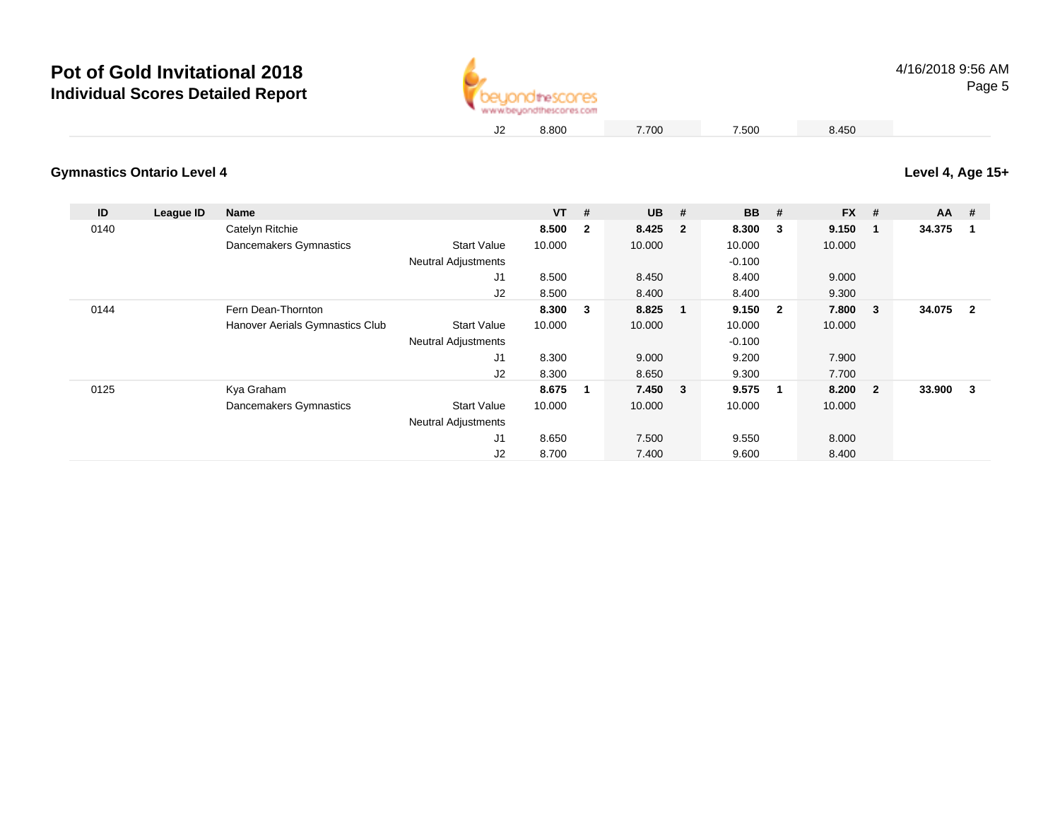# Pot of Gold Invitational 2018

## Individual Scores Detailed Report

4/16/2018 9:56 AM

| | | | | | | | | | | | |
|---|---|---|---|---|---|---|---|---|---|---|---|
| J2 | 8.800 | | 7.700 | | 7.500 | | 8.450 | | | | |

### Gymnastics Ontario Level 4

**Level 4, Age 15+**

| ID | League ID | Name | | VT | # | UB | # | BB | # | FX | # | AA | # |
|---|---|---|---|---|---|---|---|---|---|---|---|---|---|
| 0140 | | Catelyn Ritchie | | **8.500** | **2** | **8.425** | **2** | **8.300** | **3** | **9.150** | **1** | **34.375** | **1** |
| | | Dancemakers Gymnastics | Start Value | 10.000 | | 10.000 | | 10.000 | | 10.000 | | | |
| | | | Neutral Adjustments | | | | | -0.100 | | | | | |
| | | | J1 | 8.500 | | 8.450 | | 8.400 | | 9.000 | | | |
| | | | J2 | 8.500 | | 8.400 | | 8.400 | | 9.300 | | | |
| 0144 | | Fern Dean-Thornton | | **8.300** | **3** | **8.825** | **1** | **9.150** | **2** | **7.800** | **3** | **34.075** | **2** |
| | | Hanover Aerials Gymnastics Club | Start Value | 10.000 | | 10.000 | | 10.000 | | 10.000 | | | |
| | | | Neutral Adjustments | | | | | -0.100 | | | | | |
| | | | J1 | 8.300 | | 9.000 | | 9.200 | | 7.900 | | | |
| | | | J2 | 8.300 | | 8.650 | | 9.300 | | 7.700 | | | |
| 0125 | | Kya Graham | | **8.675** | **1** | **7.450** | **3** | **9.575** | **1** | **8.200** | **2** | **33.900** | **3** |
| | | Dancemakers Gymnastics | Start Value | 10.000 | | 10.000 | | 10.000 | | 10.000 | | | |
| | | | Neutral Adjustments | | | | | | | | | | |
| | | | J1 | 8.650 | | 7.500 | | 9.550 | | 8.000 | | | |
| | | | J2 | 8.700 | | 7.400 | | 9.600 | | 8.400 | | | |